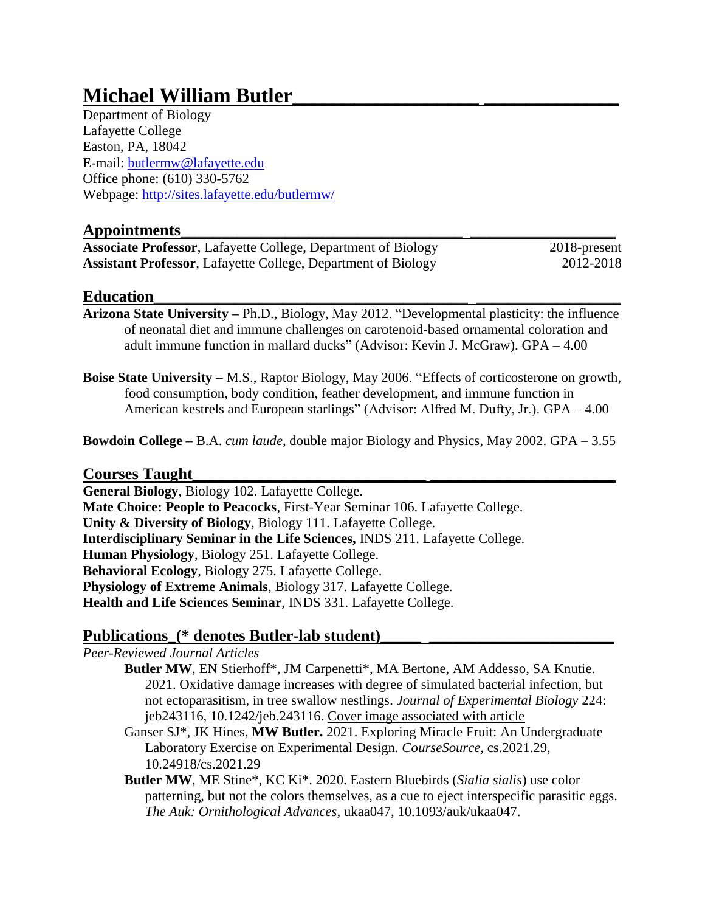# Michael William Butler

Department of Biology
Lafayette College
Easton, PA, 18042
E-mail: butlermw@lafayette.edu
Office phone: (610) 330-5762
Webpage: http://sites.lafayette.edu/butlermw/

## Appointments

**Associate Professor**, Lafayette College, Department of Biology — 2018-present
**Assistant Professor**, Lafayette College, Department of Biology — 2012-2018

## Education

**Arizona State University –** Ph.D., Biology, May 2012. "Developmental plasticity: the influence of neonatal diet and immune challenges on carotenoid-based ornamental coloration and adult immune function in mallard ducks" (Advisor: Kevin J. McGraw). GPA – 4.00

**Boise State University –** M.S., Raptor Biology, May 2006. "Effects of corticosterone on growth, food consumption, body condition, feather development, and immune function in American kestrels and European starlings" (Advisor: Alfred M. Dufty, Jr.). GPA – 4.00

**Bowdoin College –** B.A. *cum laude*, double major Biology and Physics, May 2002. GPA – 3.55

## Courses Taught

**General Biology**, Biology 102. Lafayette College.
**Mate Choice: People to Peacocks**, First-Year Seminar 106. Lafayette College.
**Unity & Diversity of Biology**, Biology 111. Lafayette College.
**Interdisciplinary Seminar in the Life Sciences,** INDS 211. Lafayette College.
**Human Physiology**, Biology 251. Lafayette College.
**Behavioral Ecology**, Biology 275. Lafayette College.
**Physiology of Extreme Animals**, Biology 317. Lafayette College.
**Health and Life Sciences Seminar**, INDS 331. Lafayette College.

## Publications (* denotes Butler-lab student)

*Peer-Reviewed Journal Articles*

- **Butler MW**, EN Stierhoff*, JM Carpenetti*, MA Bertone, AM Addesso, SA Knutie. 2021. Oxidative damage increases with degree of simulated bacterial infection, but not ectoparasitism, in tree swallow nestlings. *Journal of Experimental Biology* 224: jeb243116, 10.1242/jeb.243116. Cover image associated with article
- Ganser SJ*, JK Hines, **MW Butler.** 2021. Exploring Miracle Fruit: An Undergraduate Laboratory Exercise on Experimental Design. *CourseSource,* cs.2021.29, 10.24918/cs.2021.29
- **Butler MW**, ME Stine*, KC Ki*. 2020. Eastern Bluebirds (*Sialia sialis*) use color patterning, but not the colors themselves, as a cue to eject interspecific parasitic eggs. *The Auk: Ornithological Advances*, ukaa047, 10.1093/auk/ukaa047.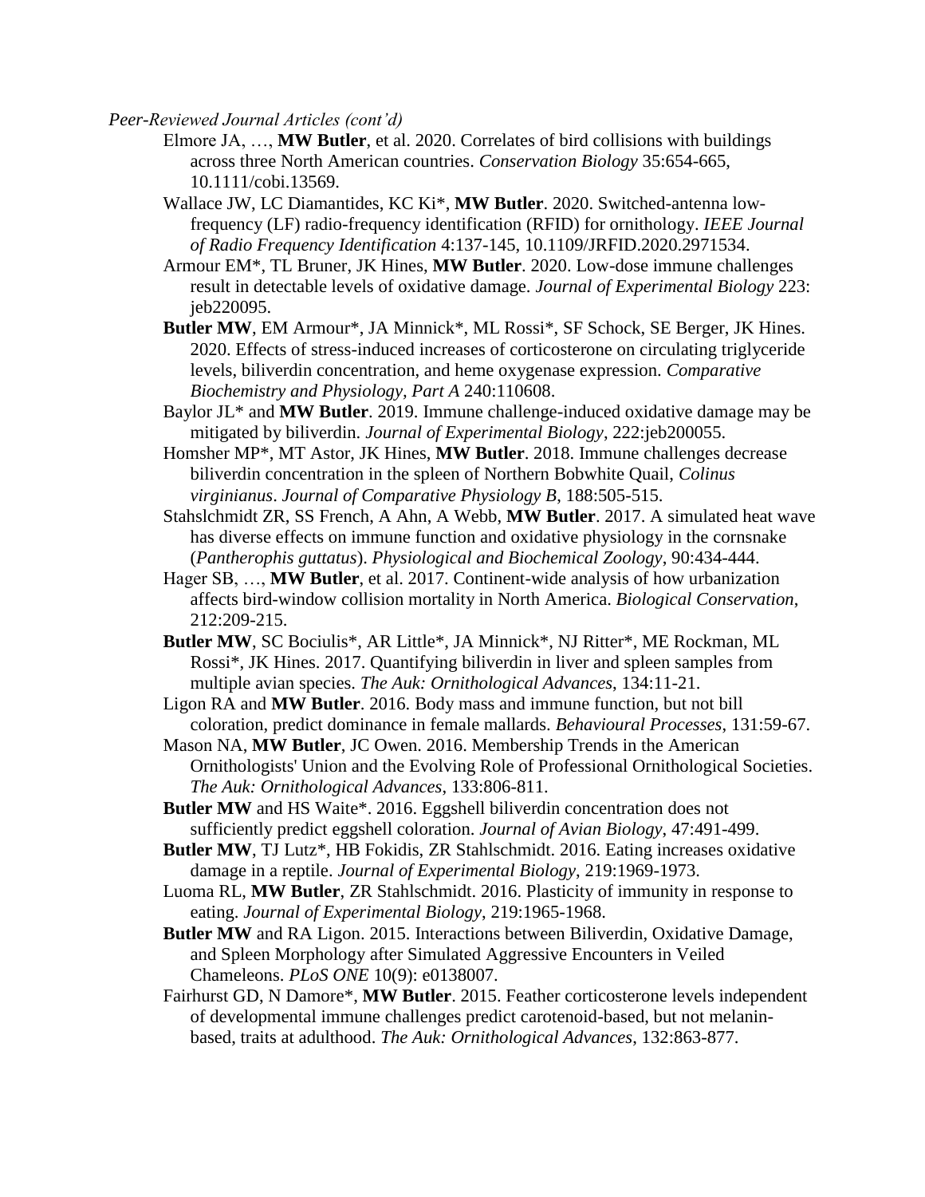*Peer-Reviewed Journal Articles (cont'd)*

Elmore JA, …, **MW Butler**, et al. 2020. Correlates of bird collisions with buildings across three North American countries. *Conservation Biology* 35:654-665, 10.1111/cobi.13569.

Wallace JW, LC Diamantides, KC Ki*, **MW Butler**. 2020. Switched-antenna low-frequency (LF) radio-frequency identification (RFID) for ornithology. *IEEE Journal of Radio Frequency Identification* 4:137-145, 10.1109/JRFID.2020.2971534.

Armour EM*, TL Bruner, JK Hines, **MW Butler**. 2020. Low-dose immune challenges result in detectable levels of oxidative damage. *Journal of Experimental Biology* 223: jeb220095.

**Butler MW**, EM Armour*, JA Minnick*, ML Rossi*, SF Schock, SE Berger, JK Hines. 2020. Effects of stress-induced increases of corticosterone on circulating triglyceride levels, biliverdin concentration, and heme oxygenase expression. *Comparative Biochemistry and Physiology, Part A* 240:110608.

Baylor JL* and **MW Butler**. 2019. Immune challenge-induced oxidative damage may be mitigated by biliverdin. *Journal of Experimental Biology*, 222:jeb200055.

Homsher MP*, MT Astor, JK Hines, **MW Butler**. 2018. Immune challenges decrease biliverdin concentration in the spleen of Northern Bobwhite Quail, *Colinus virginianus*. *Journal of Comparative Physiology B*, 188:505-515.

Stahslchmidt ZR, SS French, A Ahn, A Webb, **MW Butler**. 2017. A simulated heat wave has diverse effects on immune function and oxidative physiology in the cornsnake (*Pantherophis guttatus*). *Physiological and Biochemical Zoology*, 90:434-444.

Hager SB, …, **MW Butler**, et al. 2017. Continent-wide analysis of how urbanization affects bird-window collision mortality in North America. *Biological Conservation*, 212:209-215.

**Butler MW**, SC Bociulis*, AR Little*, JA Minnick*, NJ Ritter*, ME Rockman, ML Rossi*, JK Hines. 2017. Quantifying biliverdin in liver and spleen samples from multiple avian species. *The Auk: Ornithological Advances*, 134:11-21.

Ligon RA and **MW Butler**. 2016. Body mass and immune function, but not bill coloration, predict dominance in female mallards. *Behavioural Processes*, 131:59-67.

Mason NA, **MW Butler**, JC Owen. 2016. Membership Trends in the American Ornithologists' Union and the Evolving Role of Professional Ornithological Societies. *The Auk: Ornithological Advances*, 133:806-811.

**Butler MW** and HS Waite*. 2016. Eggshell biliverdin concentration does not sufficiently predict eggshell coloration. *Journal of Avian Biology*, 47:491-499.

**Butler MW**, TJ Lutz*, HB Fokidis, ZR Stahlschmidt. 2016. Eating increases oxidative damage in a reptile. *Journal of Experimental Biology*, 219:1969-1973.

Luoma RL, **MW Butler**, ZR Stahlschmidt. 2016. Plasticity of immunity in response to eating. *Journal of Experimental Biology*, 219:1965-1968.

**Butler MW** and RA Ligon. 2015. Interactions between Biliverdin, Oxidative Damage, and Spleen Morphology after Simulated Aggressive Encounters in Veiled Chameleons. *PLoS ONE* 10(9): e0138007.

Fairhurst GD, N Damore*, **MW Butler**. 2015. Feather corticosterone levels independent of developmental immune challenges predict carotenoid-based, but not melanin-based, traits at adulthood. *The Auk: Ornithological Advances*, 132:863-877.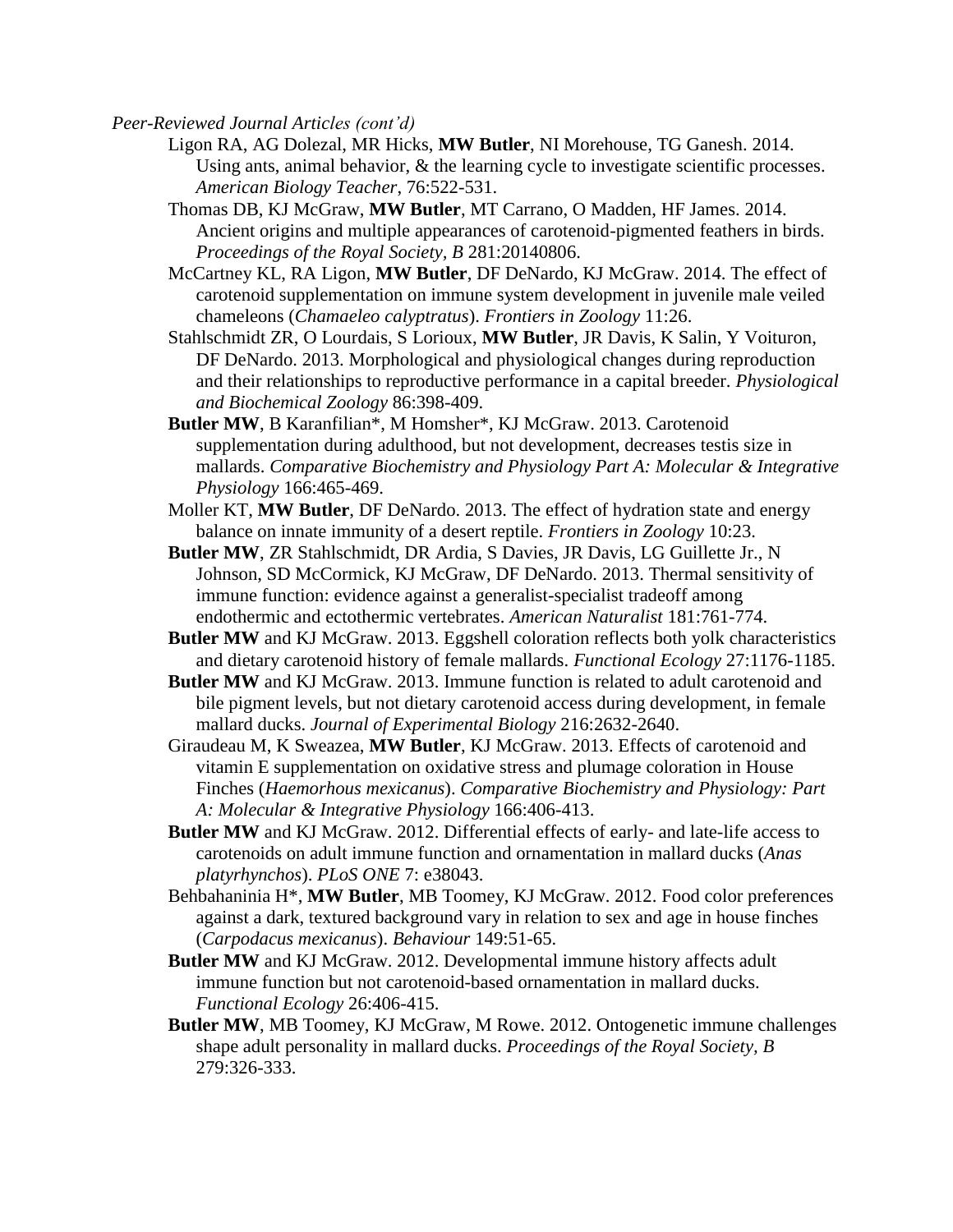*Peer-Reviewed Journal Articles (cont'd)*

Ligon RA, AG Dolezal, MR Hicks, **MW Butler**, NI Morehouse, TG Ganesh. 2014. Using ants, animal behavior, & the learning cycle to investigate scientific processes. *American Biology Teacher*, 76:522-531.

Thomas DB, KJ McGraw, **MW Butler**, MT Carrano, O Madden, HF James. 2014. Ancient origins and multiple appearances of carotenoid-pigmented feathers in birds. *Proceedings of the Royal Society, B* 281:20140806.

McCartney KL, RA Ligon, **MW Butler**, DF DeNardo, KJ McGraw. 2014. The effect of carotenoid supplementation on immune system development in juvenile male veiled chameleons (*Chamaeleo calyptratus*). *Frontiers in Zoology* 11:26.

Stahlschmidt ZR, O Lourdais, S Lorioux, **MW Butler**, JR Davis, K Salin, Y Voituron, DF DeNardo. 2013. Morphological and physiological changes during reproduction and their relationships to reproductive performance in a capital breeder. *Physiological and Biochemical Zoology* 86:398-409.

**Butler MW**, B Karanfilian*, M Homsher*, KJ McGraw. 2013. Carotenoid supplementation during adulthood, but not development, decreases testis size in mallards. *Comparative Biochemistry and Physiology Part A: Molecular & Integrative Physiology* 166:465-469.

Moller KT, **MW Butler**, DF DeNardo. 2013. The effect of hydration state and energy balance on innate immunity of a desert reptile. *Frontiers in Zoology* 10:23.

**Butler MW**, ZR Stahlschmidt, DR Ardia, S Davies, JR Davis, LG Guillette Jr., N Johnson, SD McCormick, KJ McGraw, DF DeNardo. 2013. Thermal sensitivity of immune function: evidence against a generalist-specialist tradeoff among endothermic and ectothermic vertebrates. *American Naturalist* 181:761-774.

**Butler MW** and KJ McGraw. 2013. Eggshell coloration reflects both yolk characteristics and dietary carotenoid history of female mallards. *Functional Ecology* 27:1176-1185.

**Butler MW** and KJ McGraw. 2013. Immune function is related to adult carotenoid and bile pigment levels, but not dietary carotenoid access during development, in female mallard ducks. *Journal of Experimental Biology* 216:2632-2640.

Giraudeau M, K Sweazea, **MW Butler**, KJ McGraw. 2013. Effects of carotenoid and vitamin E supplementation on oxidative stress and plumage coloration in House Finches (*Haemorhous mexicanus*). *Comparative Biochemistry and Physiology: Part A: Molecular & Integrative Physiology* 166:406-413.

**Butler MW** and KJ McGraw. 2012. Differential effects of early- and late-life access to carotenoids on adult immune function and ornamentation in mallard ducks (*Anas platyrhynchos*). *PLoS ONE* 7: e38043.

Behbahaninia H*, **MW Butler**, MB Toomey, KJ McGraw. 2012. Food color preferences against a dark, textured background vary in relation to sex and age in house finches (*Carpodacus mexicanus*). *Behaviour* 149:51-65.

**Butler MW** and KJ McGraw. 2012. Developmental immune history affects adult immune function but not carotenoid-based ornamentation in mallard ducks. *Functional Ecology* 26:406-415.

**Butler MW**, MB Toomey, KJ McGraw, M Rowe. 2012. Ontogenetic immune challenges shape adult personality in mallard ducks. *Proceedings of the Royal Society, B* 279:326-333.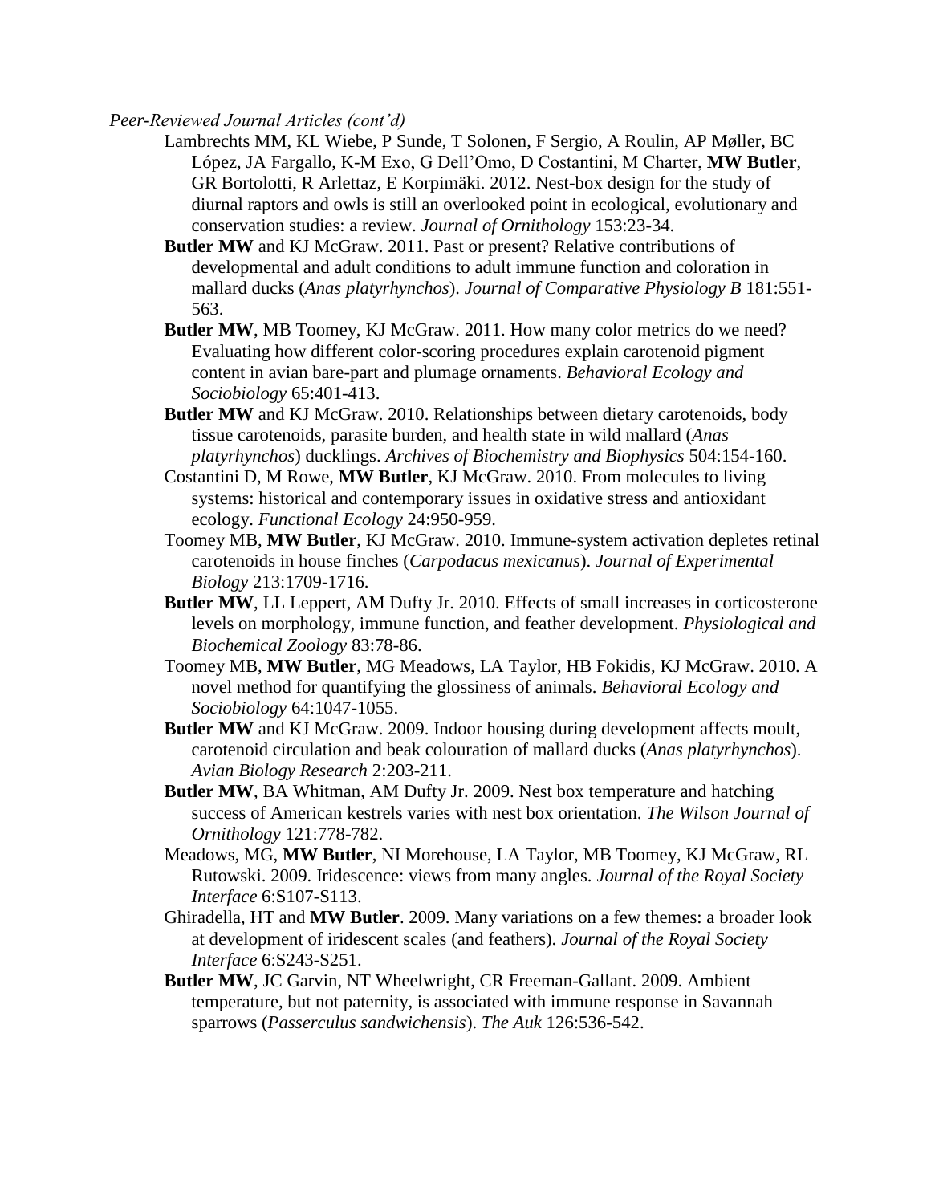*Peer-Reviewed Journal Articles (cont'd)*

Lambrechts MM, KL Wiebe, P Sunde, T Solonen, F Sergio, A Roulin, AP Møller, BC López, JA Fargallo, K-M Exo, G Dell'Omo, D Costantini, M Charter, **MW Butler**, GR Bortolotti, R Arlettaz, E Korpimäki. 2012. Nest-box design for the study of diurnal raptors and owls is still an overlooked point in ecological, evolutionary and conservation studies: a review. *Journal of Ornithology* 153:23-34.

**Butler MW** and KJ McGraw. 2011. Past or present? Relative contributions of developmental and adult conditions to adult immune function and coloration in mallard ducks (*Anas platyrhynchos*). *Journal of Comparative Physiology B* 181:551-563.

**Butler MW**, MB Toomey, KJ McGraw. 2011. How many color metrics do we need? Evaluating how different color-scoring procedures explain carotenoid pigment content in avian bare-part and plumage ornaments. *Behavioral Ecology and Sociobiology* 65:401-413.

**Butler MW** and KJ McGraw. 2010. Relationships between dietary carotenoids, body tissue carotenoids, parasite burden, and health state in wild mallard (*Anas platyrhynchos*) ducklings. *Archives of Biochemistry and Biophysics* 504:154-160.

Costantini D, M Rowe, **MW Butler**, KJ McGraw. 2010. From molecules to living systems: historical and contemporary issues in oxidative stress and antioxidant ecology. *Functional Ecology* 24:950-959.

Toomey MB, **MW Butler**, KJ McGraw. 2010. Immune-system activation depletes retinal carotenoids in house finches (*Carpodacus mexicanus*). *Journal of Experimental Biology* 213:1709-1716.

**Butler MW**, LL Leppert, AM Dufty Jr. 2010. Effects of small increases in corticosterone levels on morphology, immune function, and feather development. *Physiological and Biochemical Zoology* 83:78-86.

Toomey MB, **MW Butler**, MG Meadows, LA Taylor, HB Fokidis, KJ McGraw. 2010. A novel method for quantifying the glossiness of animals. *Behavioral Ecology and Sociobiology* 64:1047-1055.

**Butler MW** and KJ McGraw. 2009. Indoor housing during development affects moult, carotenoid circulation and beak colouration of mallard ducks (*Anas platyrhynchos*). *Avian Biology Research* 2:203-211.

**Butler MW**, BA Whitman, AM Dufty Jr. 2009. Nest box temperature and hatching success of American kestrels varies with nest box orientation. *The Wilson Journal of Ornithology* 121:778-782.

Meadows, MG, **MW Butler**, NI Morehouse, LA Taylor, MB Toomey, KJ McGraw, RL Rutowski. 2009. Iridescence: views from many angles. *Journal of the Royal Society Interface* 6:S107-S113.

Ghiradella, HT and **MW Butler**. 2009. Many variations on a few themes: a broader look at development of iridescent scales (and feathers). *Journal of the Royal Society Interface* 6:S243-S251.

**Butler MW**, JC Garvin, NT Wheelwright, CR Freeman-Gallant. 2009. Ambient temperature, but not paternity, is associated with immune response in Savannah sparrows (*Passerculus sandwichensis*). *The Auk* 126:536-542.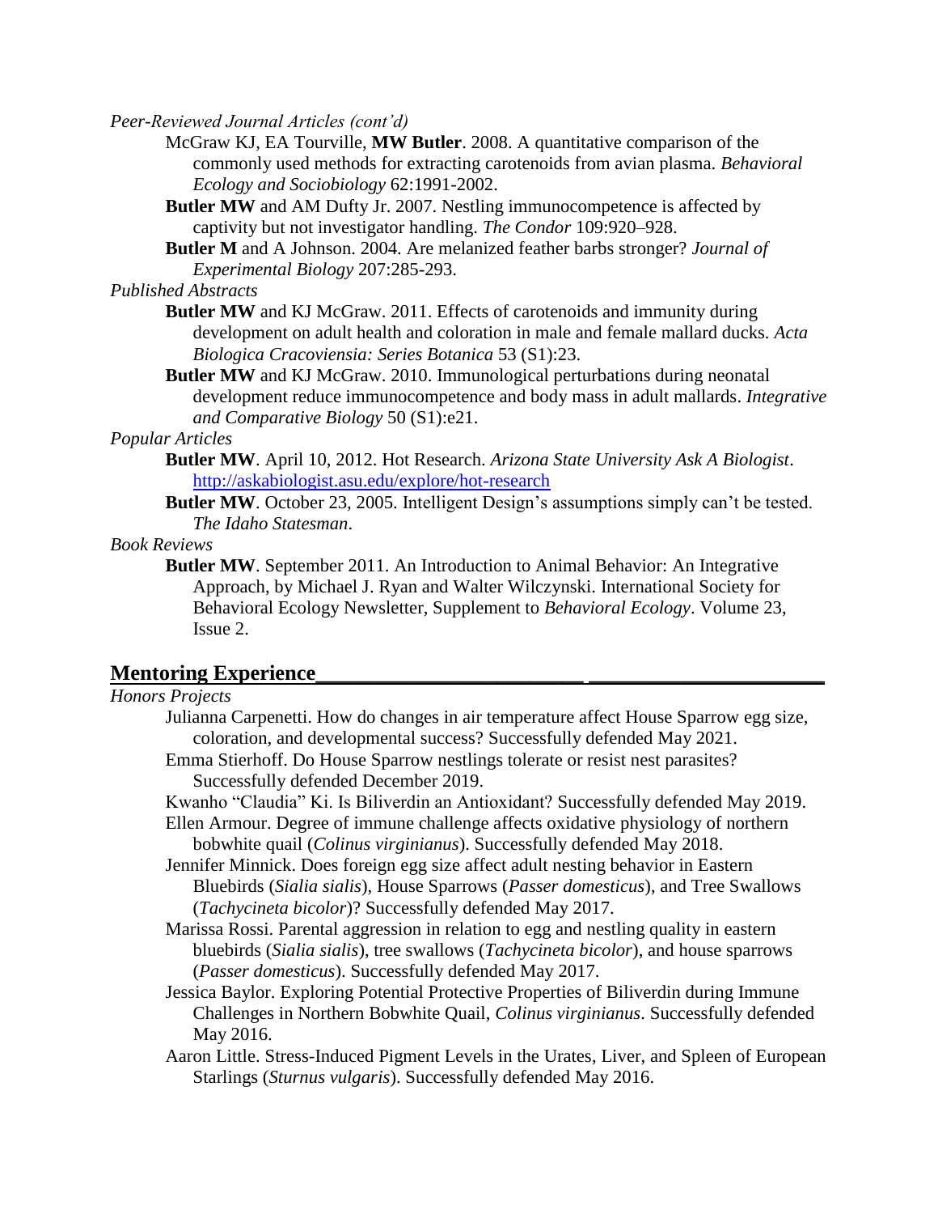*Peer-Reviewed Journal Articles (cont'd)*

McGraw KJ, EA Tourville, **MW Butler**. 2008. A quantitative comparison of the commonly used methods for extracting carotenoids from avian plasma. *Behavioral Ecology and Sociobiology* 62:1991-2002.

**Butler MW** and AM Dufty Jr. 2007. Nestling immunocompetence is affected by captivity but not investigator handling. *The Condor* 109:920–928.

**Butler M** and A Johnson. 2004. Are melanized feather barbs stronger? *Journal of Experimental Biology* 207:285-293.

*Published Abstracts*

**Butler MW** and KJ McGraw. 2011. Effects of carotenoids and immunity during development on adult health and coloration in male and female mallard ducks. *Acta Biologica Cracoviensia: Series Botanica* 53 (S1):23.

**Butler MW** and KJ McGraw. 2010. Immunological perturbations during neonatal development reduce immunocompetence and body mass in adult mallards. *Integrative and Comparative Biology* 50 (S1):e21.

*Popular Articles*

**Butler MW**. April 10, 2012. Hot Research. *Arizona State University Ask A Biologist*. http://askabiologist.asu.edu/explore/hot-research

**Butler MW**. October 23, 2005. Intelligent Design's assumptions simply can't be tested. *The Idaho Statesman*.

*Book Reviews*

**Butler MW**. September 2011. An Introduction to Animal Behavior: An Integrative Approach, by Michael J. Ryan and Walter Wilczynski. International Society for Behavioral Ecology Newsletter, Supplement to *Behavioral Ecology*. Volume 23, Issue 2.

## Mentoring Experience

*Honors Projects*

Julianna Carpenetti. How do changes in air temperature affect House Sparrow egg size, coloration, and developmental success? Successfully defended May 2021.

Emma Stierhoff. Do House Sparrow nestlings tolerate or resist nest parasites? Successfully defended December 2019.

Kwanho "Claudia" Ki. Is Biliverdin an Antioxidant? Successfully defended May 2019.

Ellen Armour. Degree of immune challenge affects oxidative physiology of northern bobwhite quail (*Colinus virginianus*). Successfully defended May 2018.

Jennifer Minnick. Does foreign egg size affect adult nesting behavior in Eastern Bluebirds (*Sialia sialis*), House Sparrows (*Passer domesticus*), and Tree Swallows (*Tachycineta bicolor*)? Successfully defended May 2017.

Marissa Rossi. Parental aggression in relation to egg and nestling quality in eastern bluebirds (*Sialia sialis*), tree swallows (*Tachycineta bicolor*), and house sparrows (*Passer domesticus*). Successfully defended May 2017.

Jessica Baylor. Exploring Potential Protective Properties of Biliverdin during Immune Challenges in Northern Bobwhite Quail, *Colinus virginianus*. Successfully defended May 2016.

Aaron Little. Stress-Induced Pigment Levels in the Urates, Liver, and Spleen of European Starlings (*Sturnus vulgaris*). Successfully defended May 2016.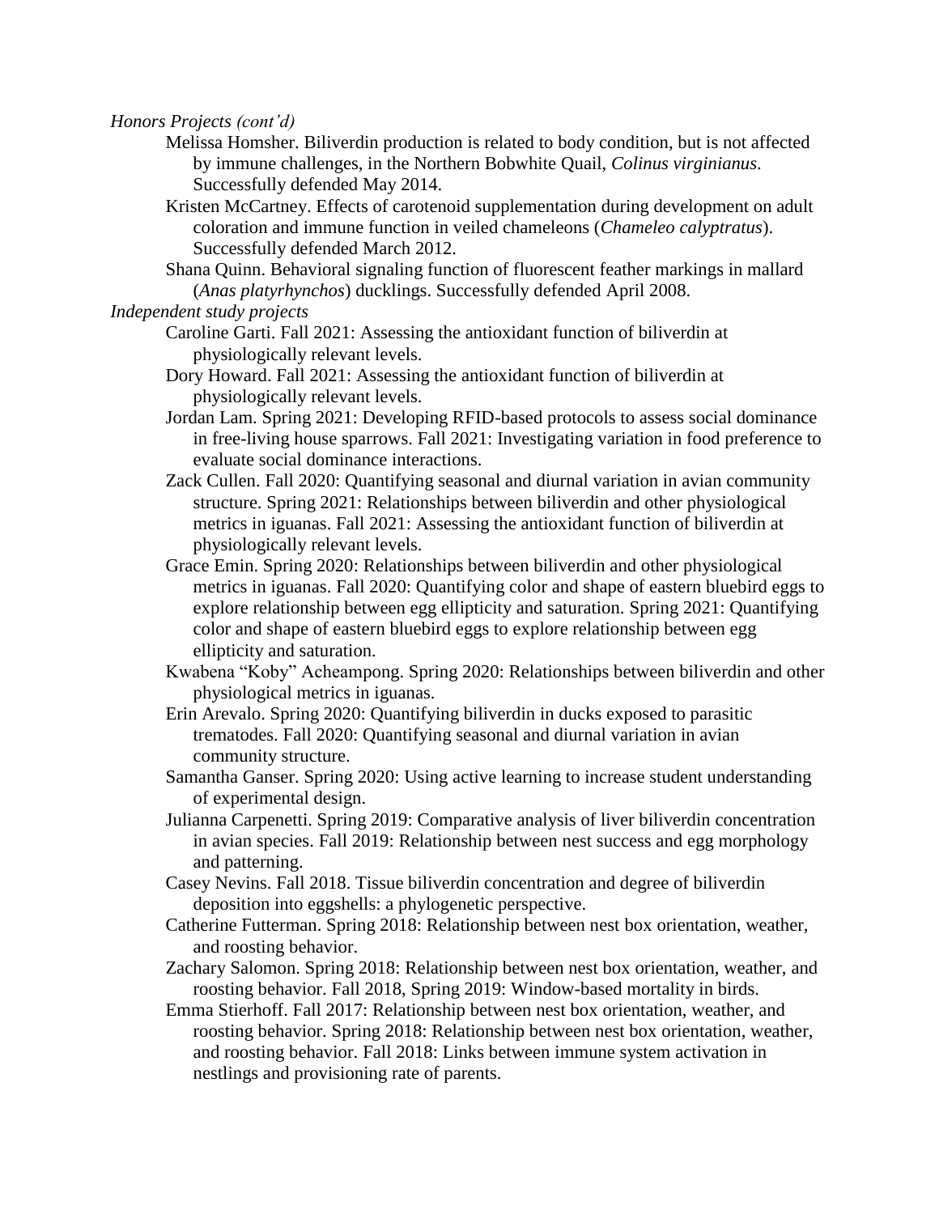*Honors Projects (cont'd)*

Melissa Homsher. Biliverdin production is related to body condition, but is not affected by immune challenges, in the Northern Bobwhite Quail, *Colinus virginianus*. Successfully defended May 2014.

Kristen McCartney. Effects of carotenoid supplementation during development on adult coloration and immune function in veiled chameleons (*Chameleo calyptratus*). Successfully defended March 2012.

Shana Quinn. Behavioral signaling function of fluorescent feather markings in mallard (*Anas platyrhynchos*) ducklings. Successfully defended April 2008.

*Independent study projects*

Caroline Garti. Fall 2021: Assessing the antioxidant function of biliverdin at physiologically relevant levels.

Dory Howard. Fall 2021: Assessing the antioxidant function of biliverdin at physiologically relevant levels.

Jordan Lam. Spring 2021: Developing RFID-based protocols to assess social dominance in free-living house sparrows. Fall 2021: Investigating variation in food preference to evaluate social dominance interactions.

Zack Cullen. Fall 2020: Quantifying seasonal and diurnal variation in avian community structure. Spring 2021: Relationships between biliverdin and other physiological metrics in iguanas. Fall 2021: Assessing the antioxidant function of biliverdin at physiologically relevant levels.

Grace Emin. Spring 2020: Relationships between biliverdin and other physiological metrics in iguanas. Fall 2020: Quantifying color and shape of eastern bluebird eggs to explore relationship between egg ellipticity and saturation. Spring 2021: Quantifying color and shape of eastern bluebird eggs to explore relationship between egg ellipticity and saturation.

Kwabena "Koby" Acheampong. Spring 2020: Relationships between biliverdin and other physiological metrics in iguanas.

Erin Arevalo. Spring 2020: Quantifying biliverdin in ducks exposed to parasitic trematodes. Fall 2020: Quantifying seasonal and diurnal variation in avian community structure.

Samantha Ganser. Spring 2020: Using active learning to increase student understanding of experimental design.

Julianna Carpenetti. Spring 2019: Comparative analysis of liver biliverdin concentration in avian species. Fall 2019: Relationship between nest success and egg morphology and patterning.

Casey Nevins. Fall 2018. Tissue biliverdin concentration and degree of biliverdin deposition into eggshells: a phylogenetic perspective.

Catherine Futterman. Spring 2018: Relationship between nest box orientation, weather, and roosting behavior.

Zachary Salomon. Spring 2018: Relationship between nest box orientation, weather, and roosting behavior. Fall 2018, Spring 2019: Window-based mortality in birds.

Emma Stierhoff. Fall 2017: Relationship between nest box orientation, weather, and roosting behavior. Spring 2018: Relationship between nest box orientation, weather, and roosting behavior. Fall 2018: Links between immune system activation in nestlings and provisioning rate of parents.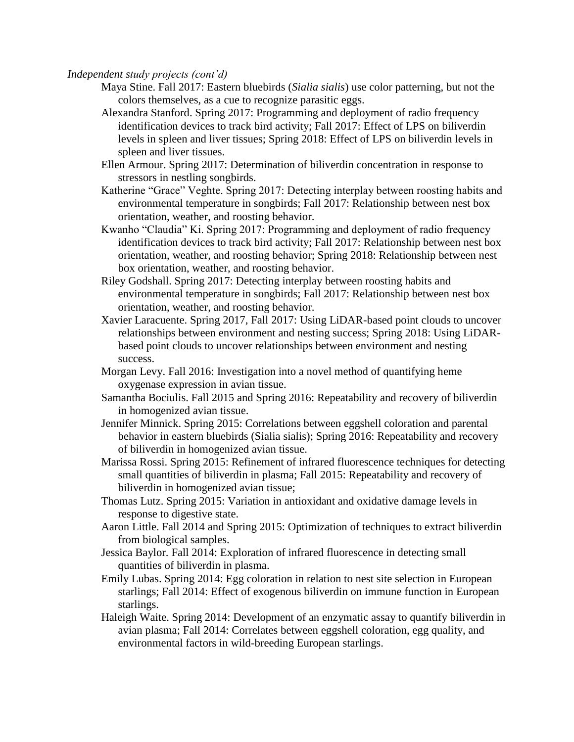*Independent study projects (cont'd)*

Maya Stine. Fall 2017: Eastern bluebirds (*Sialia sialis*) use color patterning, but not the colors themselves, as a cue to recognize parasitic eggs.

Alexandra Stanford. Spring 2017: Programming and deployment of radio frequency identification devices to track bird activity; Fall 2017: Effect of LPS on biliverdin levels in spleen and liver tissues; Spring 2018: Effect of LPS on biliverdin levels in spleen and liver tissues.

Ellen Armour. Spring 2017: Determination of biliverdin concentration in response to stressors in nestling songbirds.

Katherine "Grace" Veghte. Spring 2017: Detecting interplay between roosting habits and environmental temperature in songbirds; Fall 2017: Relationship between nest box orientation, weather, and roosting behavior.

Kwanho "Claudia" Ki. Spring 2017: Programming and deployment of radio frequency identification devices to track bird activity; Fall 2017: Relationship between nest box orientation, weather, and roosting behavior; Spring 2018: Relationship between nest box orientation, weather, and roosting behavior.

Riley Godshall. Spring 2017: Detecting interplay between roosting habits and environmental temperature in songbirds; Fall 2017: Relationship between nest box orientation, weather, and roosting behavior.

Xavier Laracuente. Spring 2017, Fall 2017: Using LiDAR-based point clouds to uncover relationships between environment and nesting success; Spring 2018: Using LiDAR-based point clouds to uncover relationships between environment and nesting success.

Morgan Levy. Fall 2016: Investigation into a novel method of quantifying heme oxygenase expression in avian tissue.

Samantha Bociulis. Fall 2015 and Spring 2016: Repeatability and recovery of biliverdin in homogenized avian tissue.

Jennifer Minnick. Spring 2015: Correlations between eggshell coloration and parental behavior in eastern bluebirds (Sialia sialis); Spring 2016: Repeatability and recovery of biliverdin in homogenized avian tissue.

Marissa Rossi. Spring 2015: Refinement of infrared fluorescence techniques for detecting small quantities of biliverdin in plasma; Fall 2015: Repeatability and recovery of biliverdin in homogenized avian tissue;

Thomas Lutz. Spring 2015: Variation in antioxidant and oxidative damage levels in response to digestive state.

Aaron Little. Fall 2014 and Spring 2015: Optimization of techniques to extract biliverdin from biological samples.

Jessica Baylor. Fall 2014: Exploration of infrared fluorescence in detecting small quantities of biliverdin in plasma.

Emily Lubas. Spring 2014: Egg coloration in relation to nest site selection in European starlings; Fall 2014: Effect of exogenous biliverdin on immune function in European starlings.

Haleigh Waite. Spring 2014: Development of an enzymatic assay to quantify biliverdin in avian plasma; Fall 2014: Correlates between eggshell coloration, egg quality, and environmental factors in wild-breeding European starlings.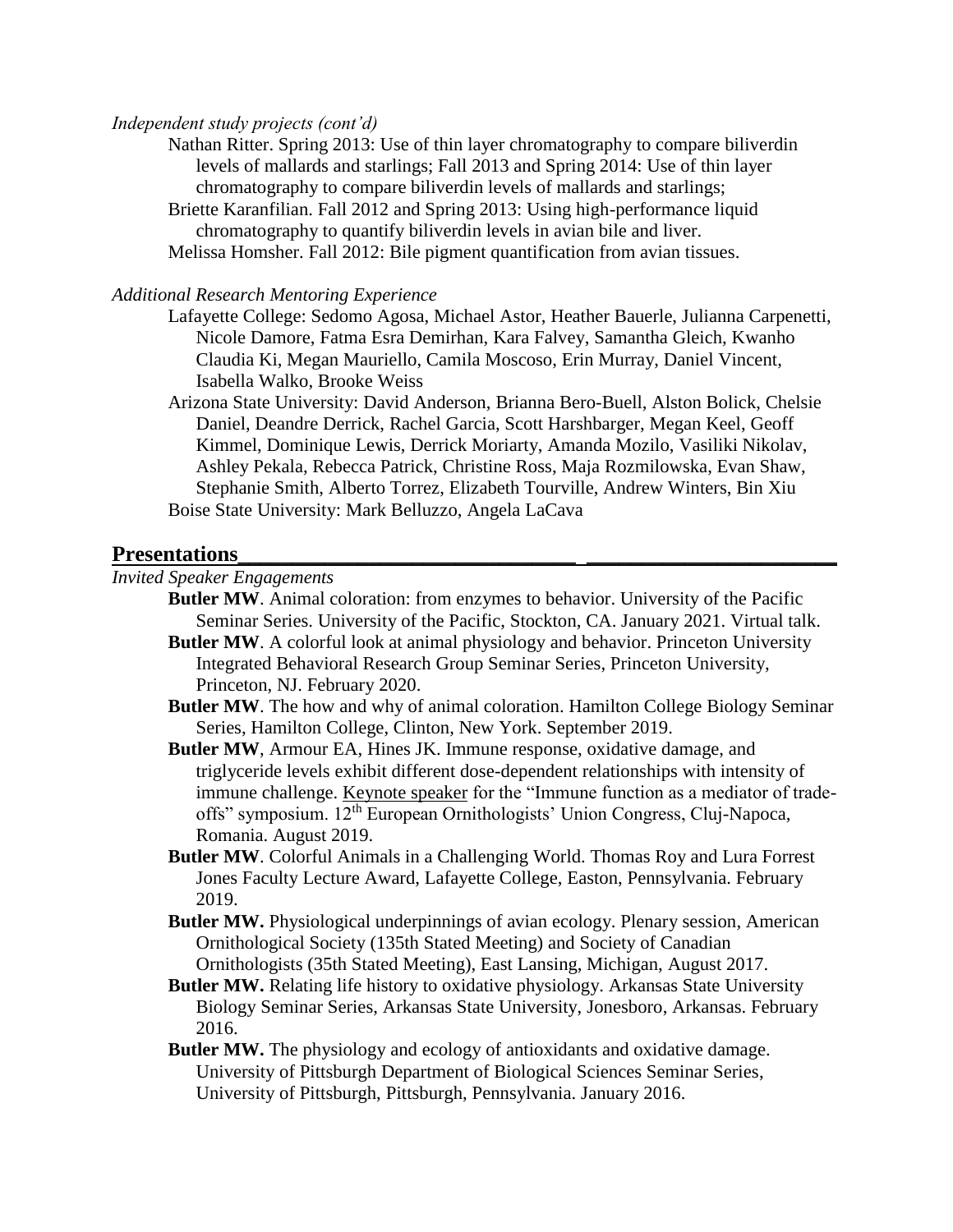*Independent study projects (cont'd)*

Nathan Ritter. Spring 2013: Use of thin layer chromatography to compare biliverdin levels of mallards and starlings; Fall 2013 and Spring 2014: Use of thin layer chromatography to compare biliverdin levels of mallards and starlings;

Briette Karanfilian. Fall 2012 and Spring 2013: Using high-performance liquid chromatography to quantify biliverdin levels in avian bile and liver.

Melissa Homsher. Fall 2012: Bile pigment quantification from avian tissues.

*Additional Research Mentoring Experience*

Lafayette College: Sedomo Agosa, Michael Astor, Heather Bauerle, Julianna Carpenetti, Nicole Damore, Fatma Esra Demirhan, Kara Falvey, Samantha Gleich, Kwanho Claudia Ki, Megan Mauriello, Camila Moscoso, Erin Murray, Daniel Vincent, Isabella Walko, Brooke Weiss

Arizona State University: David Anderson, Brianna Bero-Buell, Alston Bolick, Chelsie Daniel, Deandre Derrick, Rachel Garcia, Scott Harshbarger, Megan Keel, Geoff Kimmel, Dominique Lewis, Derrick Moriarty, Amanda Mozilo, Vasiliki Nikolav, Ashley Pekala, Rebecca Patrick, Christine Ross, Maja Rozmilowska, Evan Shaw, Stephanie Smith, Alberto Torrez, Elizabeth Tourville, Andrew Winters, Bin Xiu

Boise State University: Mark Belluzzo, Angela LaCava

## Presentations

*Invited Speaker Engagements*

**Butler MW**. Animal coloration: from enzymes to behavior. University of the Pacific Seminar Series. University of the Pacific, Stockton, CA. January 2021. Virtual talk.

**Butler MW**. A colorful look at animal physiology and behavior. Princeton University Integrated Behavioral Research Group Seminar Series, Princeton University, Princeton, NJ. February 2020.

**Butler MW**. The how and why of animal coloration. Hamilton College Biology Seminar Series, Hamilton College, Clinton, New York. September 2019.

**Butler MW**, Armour EA, Hines JK. Immune response, oxidative damage, and triglyceride levels exhibit different dose-dependent relationships with intensity of immune challenge. <u>Keynote speaker</u> for the "Immune function as a mediator of trade-offs" symposium. 12th European Ornithologists' Union Congress, Cluj-Napoca, Romania. August 2019.

**Butler MW**. Colorful Animals in a Challenging World. Thomas Roy and Lura Forrest Jones Faculty Lecture Award, Lafayette College, Easton, Pennsylvania. February 2019.

**Butler MW.** Physiological underpinnings of avian ecology. Plenary session, American Ornithological Society (135th Stated Meeting) and Society of Canadian Ornithologists (35th Stated Meeting), East Lansing, Michigan, August 2017.

**Butler MW.** Relating life history to oxidative physiology. Arkansas State University Biology Seminar Series, Arkansas State University, Jonesboro, Arkansas. February 2016.

**Butler MW.** The physiology and ecology of antioxidants and oxidative damage. University of Pittsburgh Department of Biological Sciences Seminar Series, University of Pittsburgh, Pittsburgh, Pennsylvania. January 2016.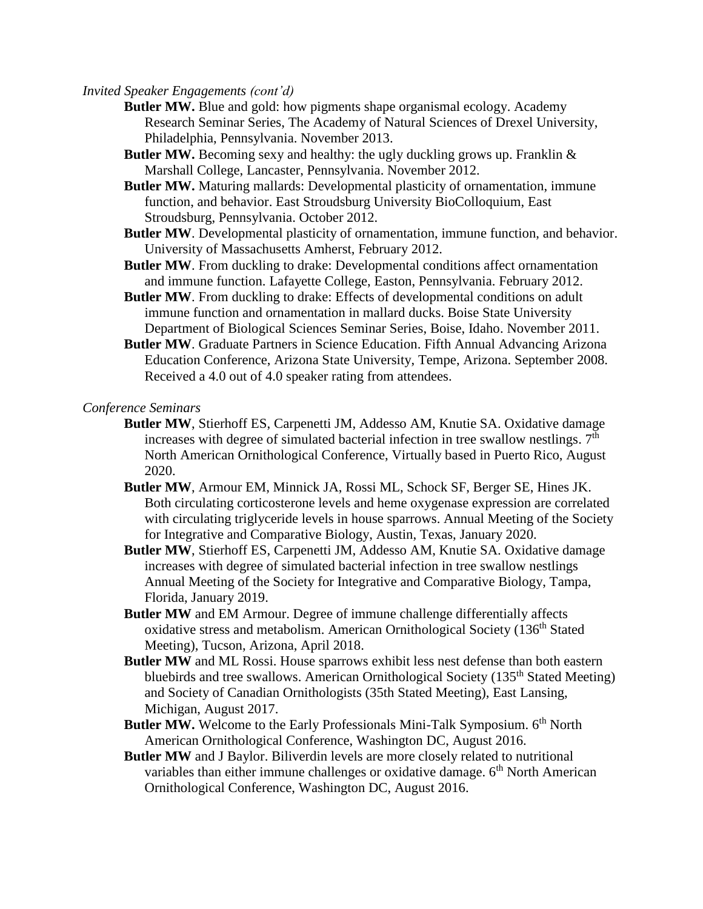*Invited Speaker Engagements (cont'd)*

**Butler MW.** Blue and gold: how pigments shape organismal ecology. Academy Research Seminar Series, The Academy of Natural Sciences of Drexel University, Philadelphia, Pennsylvania. November 2013.

**Butler MW.** Becoming sexy and healthy: the ugly duckling grows up. Franklin & Marshall College, Lancaster, Pennsylvania. November 2012.

**Butler MW.** Maturing mallards: Developmental plasticity of ornamentation, immune function, and behavior. East Stroudsburg University BioColloquium, East Stroudsburg, Pennsylvania. October 2012.

**Butler MW**. Developmental plasticity of ornamentation, immune function, and behavior. University of Massachusetts Amherst, February 2012.

**Butler MW**. From duckling to drake: Developmental conditions affect ornamentation and immune function. Lafayette College, Easton, Pennsylvania. February 2012.

**Butler MW**. From duckling to drake: Effects of developmental conditions on adult immune function and ornamentation in mallard ducks. Boise State University Department of Biological Sciences Seminar Series, Boise, Idaho. November 2011.

**Butler MW**. Graduate Partners in Science Education. Fifth Annual Advancing Arizona Education Conference, Arizona State University, Tempe, Arizona. September 2008. Received a 4.0 out of 4.0 speaker rating from attendees.

*Conference Seminars*

**Butler MW**, Stierhoff ES, Carpenetti JM, Addesso AM, Knutie SA. Oxidative damage increases with degree of simulated bacterial infection in tree swallow nestlings. 7th North American Ornithological Conference, Virtually based in Puerto Rico, August 2020.

**Butler MW**, Armour EM, Minnick JA, Rossi ML, Schock SF, Berger SE, Hines JK. Both circulating corticosterone levels and heme oxygenase expression are correlated with circulating triglyceride levels in house sparrows. Annual Meeting of the Society for Integrative and Comparative Biology, Austin, Texas, January 2020.

**Butler MW**, Stierhoff ES, Carpenetti JM, Addesso AM, Knutie SA. Oxidative damage increases with degree of simulated bacterial infection in tree swallow nestlings Annual Meeting of the Society for Integrative and Comparative Biology, Tampa, Florida, January 2019.

**Butler MW** and EM Armour. Degree of immune challenge differentially affects oxidative stress and metabolism. American Ornithological Society (136th Stated Meeting), Tucson, Arizona, April 2018.

**Butler MW** and ML Rossi. House sparrows exhibit less nest defense than both eastern bluebirds and tree swallows. American Ornithological Society (135th Stated Meeting) and Society of Canadian Ornithologists (35th Stated Meeting), East Lansing, Michigan, August 2017.

**Butler MW.** Welcome to the Early Professionals Mini-Talk Symposium. 6th North American Ornithological Conference, Washington DC, August 2016.

**Butler MW** and J Baylor. Biliverdin levels are more closely related to nutritional variables than either immune challenges or oxidative damage. 6th North American Ornithological Conference, Washington DC, August 2016.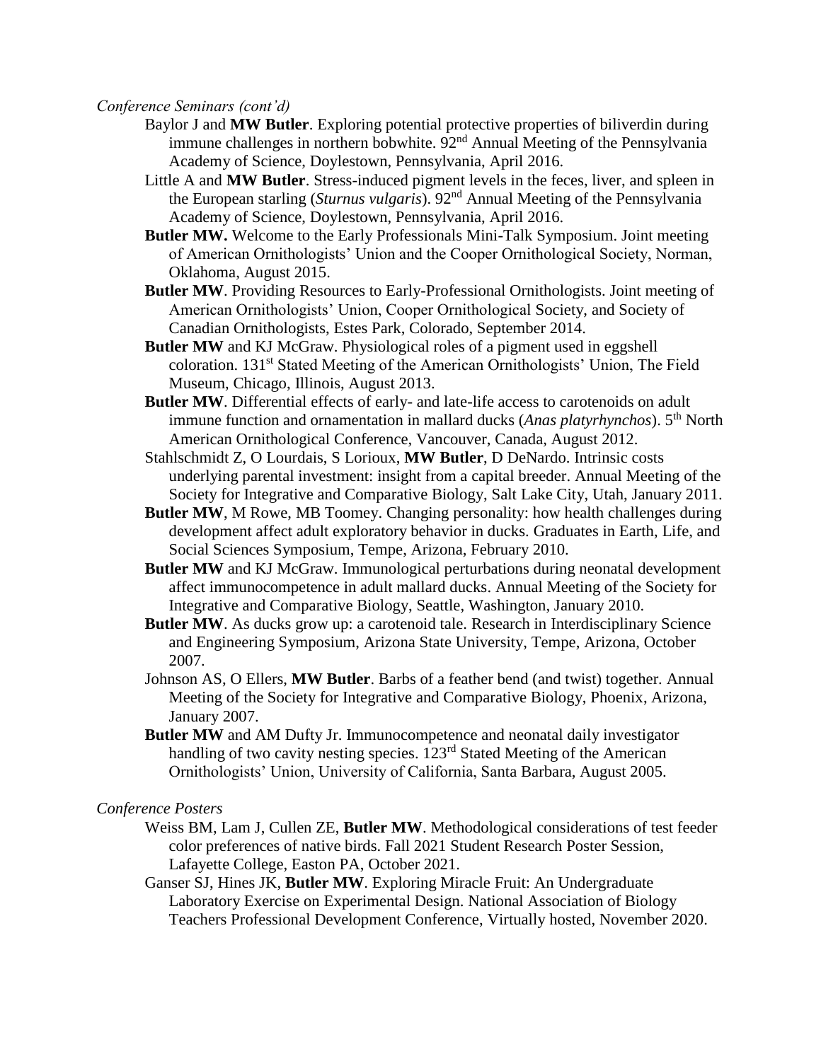*Conference Seminars (cont'd)*

Baylor J and **MW Butler**. Exploring potential protective properties of biliverdin during immune challenges in northern bobwhite. 92nd Annual Meeting of the Pennsylvania Academy of Science, Doylestown, Pennsylvania, April 2016.

Little A and **MW Butler**. Stress-induced pigment levels in the feces, liver, and spleen in the European starling (*Sturnus vulgaris*). 92nd Annual Meeting of the Pennsylvania Academy of Science, Doylestown, Pennsylvania, April 2016.

**Butler MW.** Welcome to the Early Professionals Mini-Talk Symposium. Joint meeting of American Ornithologists' Union and the Cooper Ornithological Society, Norman, Oklahoma, August 2015.

**Butler MW**. Providing Resources to Early-Professional Ornithologists. Joint meeting of American Ornithologists' Union, Cooper Ornithological Society, and Society of Canadian Ornithologists, Estes Park, Colorado, September 2014.

**Butler MW** and KJ McGraw. Physiological roles of a pigment used in eggshell coloration. 131st Stated Meeting of the American Ornithologists' Union, The Field Museum, Chicago, Illinois, August 2013.

**Butler MW**. Differential effects of early- and late-life access to carotenoids on adult immune function and ornamentation in mallard ducks (*Anas platyrhynchos*). 5th North American Ornithological Conference, Vancouver, Canada, August 2012.

Stahlschmidt Z, O Lourdais, S Lorioux, **MW Butler**, D DeNardo. Intrinsic costs underlying parental investment: insight from a capital breeder. Annual Meeting of the Society for Integrative and Comparative Biology, Salt Lake City, Utah, January 2011.

**Butler MW**, M Rowe, MB Toomey. Changing personality: how health challenges during development affect adult exploratory behavior in ducks. Graduates in Earth, Life, and Social Sciences Symposium, Tempe, Arizona, February 2010.

**Butler MW** and KJ McGraw. Immunological perturbations during neonatal development affect immunocompetence in adult mallard ducks. Annual Meeting of the Society for Integrative and Comparative Biology, Seattle, Washington, January 2010.

**Butler MW**. As ducks grow up: a carotenoid tale. Research in Interdisciplinary Science and Engineering Symposium, Arizona State University, Tempe, Arizona, October 2007.

Johnson AS, O Ellers, **MW Butler**. Barbs of a feather bend (and twist) together. Annual Meeting of the Society for Integrative and Comparative Biology, Phoenix, Arizona, January 2007.

**Butler MW** and AM Dufty Jr. Immunocompetence and neonatal daily investigator handling of two cavity nesting species. 123rd Stated Meeting of the American Ornithologists' Union, University of California, Santa Barbara, August 2005.

*Conference Posters*

Weiss BM, Lam J, Cullen ZE, **Butler MW**. Methodological considerations of test feeder color preferences of native birds. Fall 2021 Student Research Poster Session, Lafayette College, Easton PA, October 2021.

Ganser SJ, Hines JK, **Butler MW**. Exploring Miracle Fruit: An Undergraduate Laboratory Exercise on Experimental Design. National Association of Biology Teachers Professional Development Conference, Virtually hosted, November 2020.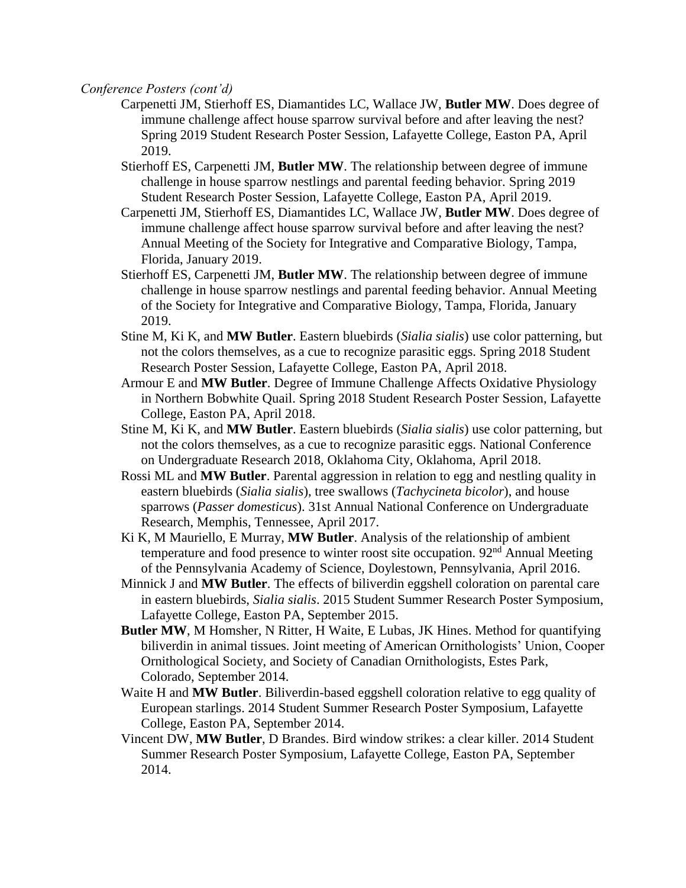*Conference Posters (cont'd)*

Carpenetti JM, Stierhoff ES, Diamantides LC, Wallace JW, **Butler MW**. Does degree of immune challenge affect house sparrow survival before and after leaving the nest? Spring 2019 Student Research Poster Session, Lafayette College, Easton PA, April 2019.

Stierhoff ES, Carpenetti JM, **Butler MW**. The relationship between degree of immune challenge in house sparrow nestlings and parental feeding behavior. Spring 2019 Student Research Poster Session, Lafayette College, Easton PA, April 2019.

Carpenetti JM, Stierhoff ES, Diamantides LC, Wallace JW, **Butler MW**. Does degree of immune challenge affect house sparrow survival before and after leaving the nest? Annual Meeting of the Society for Integrative and Comparative Biology, Tampa, Florida, January 2019.

Stierhoff ES, Carpenetti JM, **Butler MW**. The relationship between degree of immune challenge in house sparrow nestlings and parental feeding behavior. Annual Meeting of the Society for Integrative and Comparative Biology, Tampa, Florida, January 2019.

Stine M, Ki K, and **MW Butler**. Eastern bluebirds (*Sialia sialis*) use color patterning, but not the colors themselves, as a cue to recognize parasitic eggs. Spring 2018 Student Research Poster Session, Lafayette College, Easton PA, April 2018.

Armour E and **MW Butler**. Degree of Immune Challenge Affects Oxidative Physiology in Northern Bobwhite Quail. Spring 2018 Student Research Poster Session, Lafayette College, Easton PA, April 2018.

Stine M, Ki K, and **MW Butler**. Eastern bluebirds (*Sialia sialis*) use color patterning, but not the colors themselves, as a cue to recognize parasitic eggs. National Conference on Undergraduate Research 2018, Oklahoma City, Oklahoma, April 2018.

Rossi ML and **MW Butler**. Parental aggression in relation to egg and nestling quality in eastern bluebirds (*Sialia sialis*), tree swallows (*Tachycineta bicolor*), and house sparrows (*Passer domesticus*). 31st Annual National Conference on Undergraduate Research, Memphis, Tennessee, April 2017.

Ki K, M Mauriello, E Murray, **MW Butler**. Analysis of the relationship of ambient temperature and food presence to winter roost site occupation. 92nd Annual Meeting of the Pennsylvania Academy of Science, Doylestown, Pennsylvania, April 2016.

Minnick J and **MW Butler**. The effects of biliverdin eggshell coloration on parental care in eastern bluebirds, *Sialia sialis*. 2015 Student Summer Research Poster Symposium, Lafayette College, Easton PA, September 2015.

**Butler MW**, M Homsher, N Ritter, H Waite, E Lubas, JK Hines. Method for quantifying biliverdin in animal tissues. Joint meeting of American Ornithologists' Union, Cooper Ornithological Society, and Society of Canadian Ornithologists, Estes Park, Colorado, September 2014.

Waite H and **MW Butler**. Biliverdin-based eggshell coloration relative to egg quality of European starlings. 2014 Student Summer Research Poster Symposium, Lafayette College, Easton PA, September 2014.

Vincent DW, **MW Butler**, D Brandes. Bird window strikes: a clear killer. 2014 Student Summer Research Poster Symposium, Lafayette College, Easton PA, September 2014.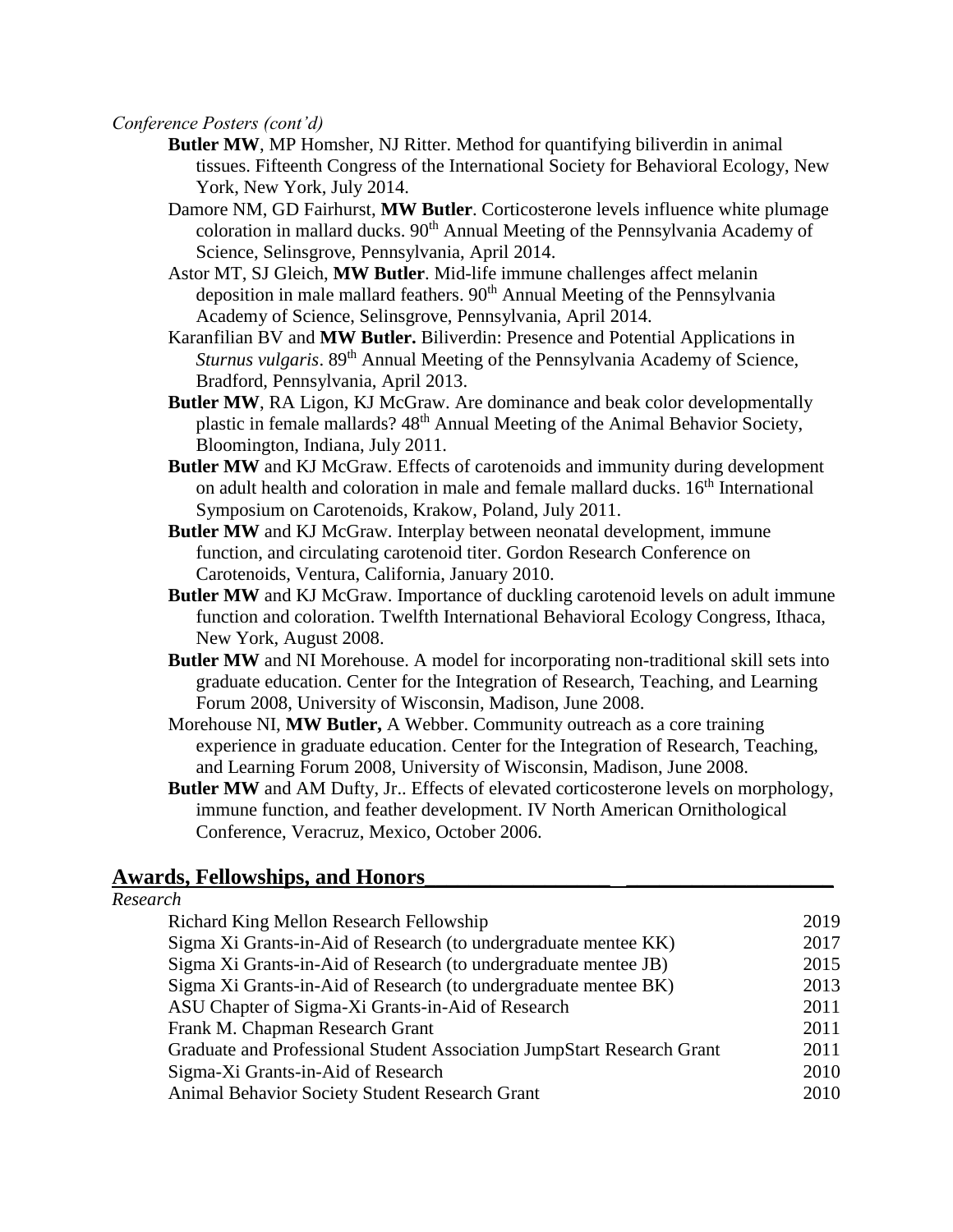*Conference Posters (cont'd)*

**Butler MW**, MP Homsher, NJ Ritter. Method for quantifying biliverdin in animal tissues. Fifteenth Congress of the International Society for Behavioral Ecology, New York, New York, July 2014.

Damore NM, GD Fairhurst, **MW Butler**. Corticosterone levels influence white plumage coloration in mallard ducks. 90th Annual Meeting of the Pennsylvania Academy of Science, Selinsgrove, Pennsylvania, April 2014.

Astor MT, SJ Gleich, **MW Butler**. Mid-life immune challenges affect melanin deposition in male mallard feathers. 90th Annual Meeting of the Pennsylvania Academy of Science, Selinsgrove, Pennsylvania, April 2014.

Karanfilian BV and **MW Butler.** Biliverdin: Presence and Potential Applications in *Sturnus vulgaris*. 89th Annual Meeting of the Pennsylvania Academy of Science, Bradford, Pennsylvania, April 2013.

**Butler MW**, RA Ligon, KJ McGraw. Are dominance and beak color developmentally plastic in female mallards? 48th Annual Meeting of the Animal Behavior Society, Bloomington, Indiana, July 2011.

**Butler MW** and KJ McGraw. Effects of carotenoids and immunity during development on adult health and coloration in male and female mallard ducks. 16th International Symposium on Carotenoids, Krakow, Poland, July 2011.

**Butler MW** and KJ McGraw. Interplay between neonatal development, immune function, and circulating carotenoid titer. Gordon Research Conference on Carotenoids, Ventura, California, January 2010.

**Butler MW** and KJ McGraw. Importance of duckling carotenoid levels on adult immune function and coloration. Twelfth International Behavioral Ecology Congress, Ithaca, New York, August 2008.

**Butler MW** and NI Morehouse. A model for incorporating non-traditional skill sets into graduate education. Center for the Integration of Research, Teaching, and Learning Forum 2008, University of Wisconsin, Madison, June 2008.

Morehouse NI, **MW Butler,** A Webber. Community outreach as a core training experience in graduate education. Center for the Integration of Research, Teaching, and Learning Forum 2008, University of Wisconsin, Madison, June 2008.

**Butler MW** and AM Dufty, Jr.. Effects of elevated corticosterone levels on morphology, immune function, and feather development. IV North American Ornithological Conference, Veracruz, Mexico, October 2006.

## Awards, Fellowships, and Honors

*Research*

| | |
|---|---|
| Richard King Mellon Research Fellowship | 2019 |
| Sigma Xi Grants-in-Aid of Research (to undergraduate mentee KK) | 2017 |
| Sigma Xi Grants-in-Aid of Research (to undergraduate mentee JB) | 2015 |
| Sigma Xi Grants-in-Aid of Research (to undergraduate mentee BK) | 2013 |
| ASU Chapter of Sigma-Xi Grants-in-Aid of Research | 2011 |
| Frank M. Chapman Research Grant | 2011 |
| Graduate and Professional Student Association JumpStart Research Grant | 2011 |
| Sigma-Xi Grants-in-Aid of Research | 2010 |
| Animal Behavior Society Student Research Grant | 2010 |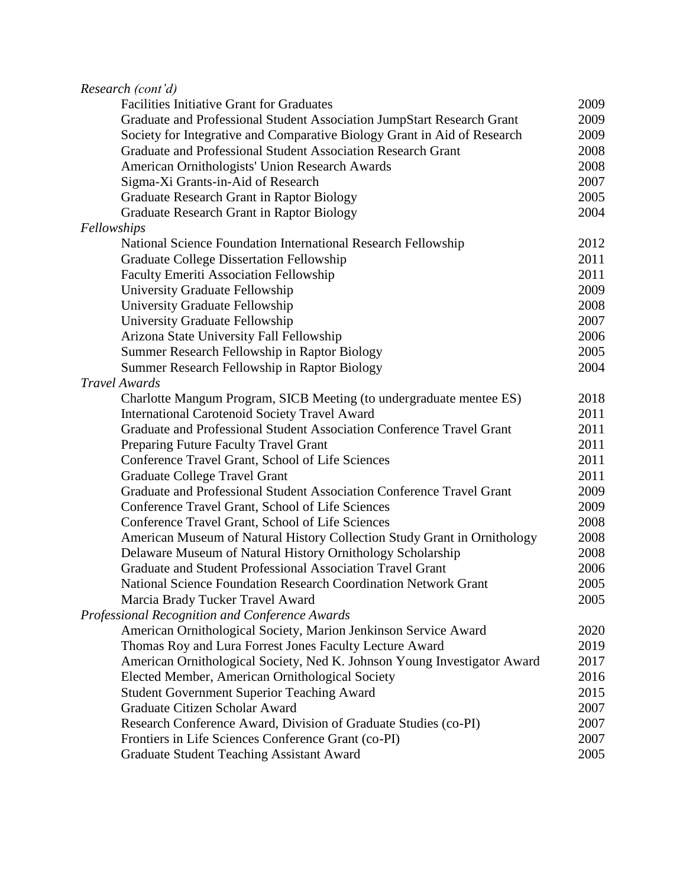*Research (cont'd)*

| | |
|---|---|
| Facilities Initiative Grant for Graduates | 2009 |
| Graduate and Professional Student Association JumpStart Research Grant | 2009 |
| Society for Integrative and Comparative Biology Grant in Aid of Research | 2009 |
| Graduate and Professional Student Association Research Grant | 2008 |
| American Ornithologists' Union Research Awards | 2008 |
| Sigma-Xi Grants-in-Aid of Research | 2007 |
| Graduate Research Grant in Raptor Biology | 2005 |
| Graduate Research Grant in Raptor Biology | 2004 |

*Fellowships*

| | |
|---|---|
| National Science Foundation International Research Fellowship | 2012 |
| Graduate College Dissertation Fellowship | 2011 |
| Faculty Emeriti Association Fellowship | 2011 |
| University Graduate Fellowship | 2009 |
| University Graduate Fellowship | 2008 |
| University Graduate Fellowship | 2007 |
| Arizona State University Fall Fellowship | 2006 |
| Summer Research Fellowship in Raptor Biology | 2005 |
| Summer Research Fellowship in Raptor Biology | 2004 |

*Travel Awards*

| | |
|---|---|
| Charlotte Mangum Program, SICB Meeting (to undergraduate mentee ES) | 2018 |
| International Carotenoid Society Travel Award | 2011 |
| Graduate and Professional Student Association Conference Travel Grant | 2011 |
| Preparing Future Faculty Travel Grant | 2011 |
| Conference Travel Grant, School of Life Sciences | 2011 |
| Graduate College Travel Grant | 2011 |
| Graduate and Professional Student Association Conference Travel Grant | 2009 |
| Conference Travel Grant, School of Life Sciences | 2009 |
| Conference Travel Grant, School of Life Sciences | 2008 |
| American Museum of Natural History Collection Study Grant in Ornithology | 2008 |
| Delaware Museum of Natural History Ornithology Scholarship | 2008 |
| Graduate and Student Professional Association Travel Grant | 2006 |
| National Science Foundation Research Coordination Network Grant | 2005 |
| Marcia Brady Tucker Travel Award | 2005 |

*Professional Recognition and Conference Awards*

| | |
|---|---|
| American Ornithological Society, Marion Jenkinson Service Award | 2020 |
| Thomas Roy and Lura Forrest Jones Faculty Lecture Award | 2019 |
| American Ornithological Society, Ned K. Johnson Young Investigator Award | 2017 |
| Elected Member, American Ornithological Society | 2016 |
| Student Government Superior Teaching Award | 2015 |
| Graduate Citizen Scholar Award | 2007 |
| Research Conference Award, Division of Graduate Studies (co-PI) | 2007 |
| Frontiers in Life Sciences Conference Grant (co-PI) | 2007 |
| Graduate Student Teaching Assistant Award | 2005 |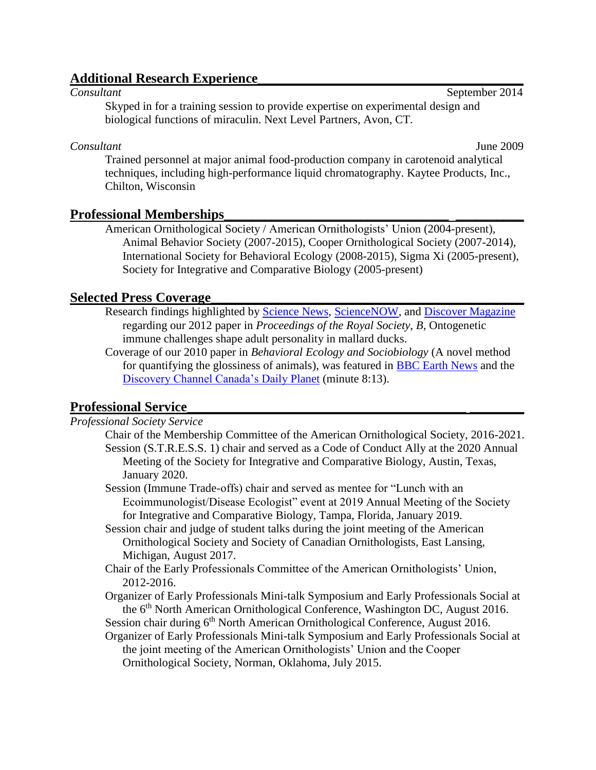## Additional Research Experience

*Consultant* September 2014

Skyped in for a training session to provide expertise on experimental design and biological functions of miraculin. Next Level Partners, Avon, CT.

*Consultant* June 2009

Trained personnel at major animal food-production company in carotenoid analytical techniques, including high-performance liquid chromatography. Kaytee Products, Inc., Chilton, Wisconsin

## Professional Memberships

American Ornithological Society / American Ornithologists' Union (2004-present), Animal Behavior Society (2007-2015), Cooper Ornithological Society (2007-2014), International Society for Behavioral Ecology (2008-2015), Sigma Xi (2005-present), Society for Integrative and Comparative Biology (2005-present)

## Selected Press Coverage

Research findings highlighted by Science News, ScienceNOW, and Discover Magazine regarding our 2012 paper in *Proceedings of the Royal Society, B*, Ontogenetic immune challenges shape adult personality in mallard ducks.

Coverage of our 2010 paper in *Behavioral Ecology and Sociobiology* (A novel method for quantifying the glossiness of animals), was featured in BBC Earth News and the Discovery Channel Canada's Daily Planet (minute 8:13).

## Professional Service

*Professional Society Service*

Chair of the Membership Committee of the American Ornithological Society, 2016-2021.

Session (S.T.R.E.S.S. 1) chair and served as a Code of Conduct Ally at the 2020 Annual Meeting of the Society for Integrative and Comparative Biology, Austin, Texas, January 2020.

Session (Immune Trade-offs) chair and served as mentee for "Lunch with an Ecoimmunologist/Disease Ecologist" event at 2019 Annual Meeting of the Society for Integrative and Comparative Biology, Tampa, Florida, January 2019.

Session chair and judge of student talks during the joint meeting of the American Ornithological Society and Society of Canadian Ornithologists, East Lansing, Michigan, August 2017.

Chair of the Early Professionals Committee of the American Ornithologists' Union, 2012-2016.

Organizer of Early Professionals Mini-talk Symposium and Early Professionals Social at the 6th North American Ornithological Conference, Washington DC, August 2016.

Session chair during 6th North American Ornithological Conference, August 2016.

Organizer of Early Professionals Mini-talk Symposium and Early Professionals Social at the joint meeting of the American Ornithologists' Union and the Cooper Ornithological Society, Norman, Oklahoma, July 2015.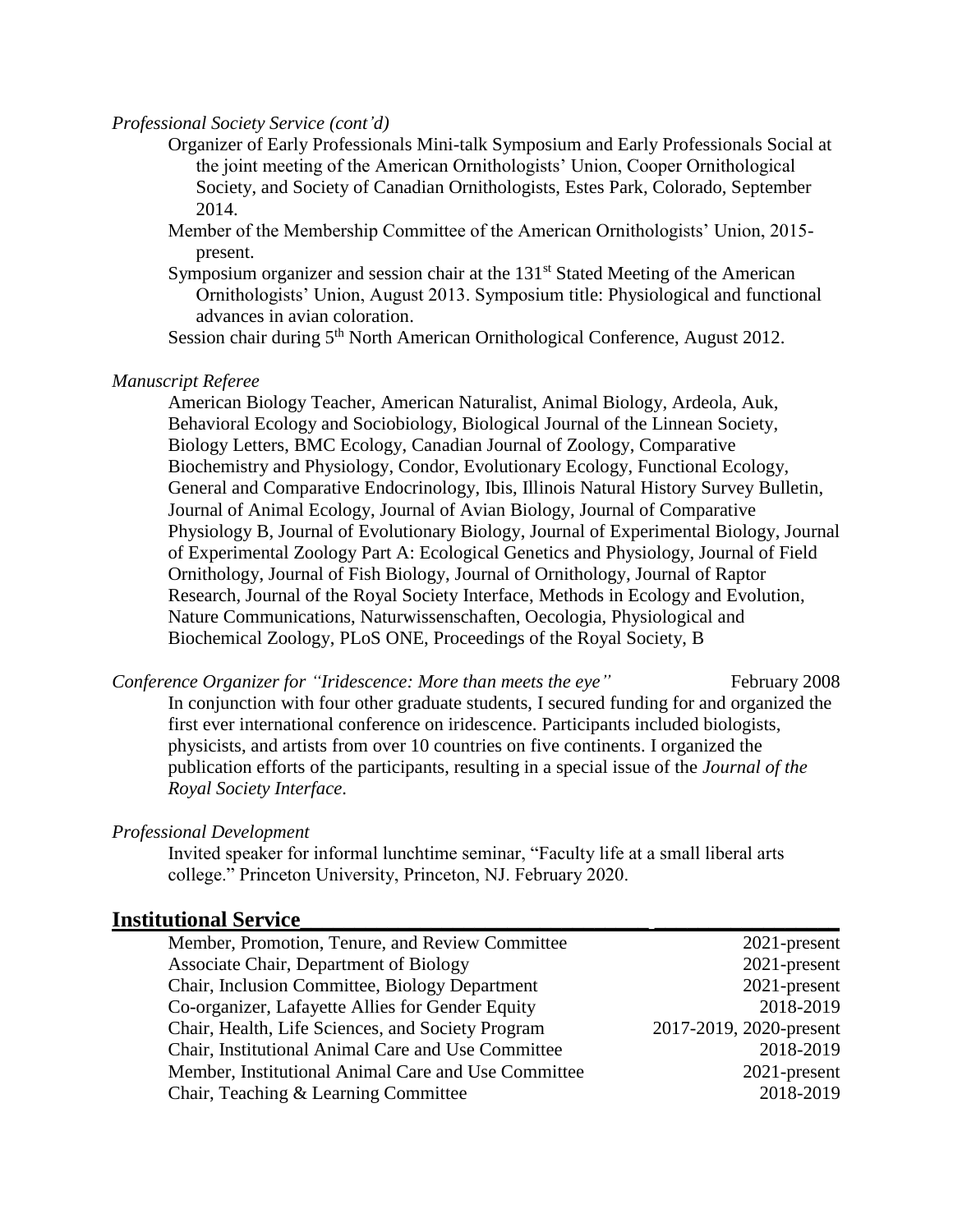*Professional Society Service (cont'd)*

Organizer of Early Professionals Mini-talk Symposium and Early Professionals Social at the joint meeting of the American Ornithologists' Union, Cooper Ornithological Society, and Society of Canadian Ornithologists, Estes Park, Colorado, September 2014.

Member of the Membership Committee of the American Ornithologists' Union, 2015-present.

Symposium organizer and session chair at the 131st Stated Meeting of the American Ornithologists' Union, August 2013. Symposium title: Physiological and functional advances in avian coloration.

Session chair during 5th North American Ornithological Conference, August 2012.

*Manuscript Referee*

American Biology Teacher, American Naturalist, Animal Biology, Ardeola, Auk, Behavioral Ecology and Sociobiology, Biological Journal of the Linnean Society, Biology Letters, BMC Ecology, Canadian Journal of Zoology, Comparative Biochemistry and Physiology, Condor, Evolutionary Ecology, Functional Ecology, General and Comparative Endocrinology, Ibis, Illinois Natural History Survey Bulletin, Journal of Animal Ecology, Journal of Avian Biology, Journal of Comparative Physiology B, Journal of Evolutionary Biology, Journal of Experimental Biology, Journal of Experimental Zoology Part A: Ecological Genetics and Physiology, Journal of Field Ornithology, Journal of Fish Biology, Journal of Ornithology, Journal of Raptor Research, Journal of the Royal Society Interface, Methods in Ecology and Evolution, Nature Communications, Naturwissenschaften, Oecologia, Physiological and Biochemical Zoology, PLoS ONE, Proceedings of the Royal Society, B

*Conference Organizer for "Iridescence: More than meets the eye"* — February 2008

In conjunction with four other graduate students, I secured funding for and organized the first ever international conference on iridescence. Participants included biologists, physicists, and artists from over 10 countries on five continents. I organized the publication efforts of the participants, resulting in a special issue of the *Journal of the Royal Society Interface*.

*Professional Development*

Invited speaker for informal lunchtime seminar, "Faculty life at a small liberal arts college." Princeton University, Princeton, NJ. February 2020.

## Institutional Service

| | |
|---|---|
| Member, Promotion, Tenure, and Review Committee | 2021-present |
| Associate Chair, Department of Biology | 2021-present |
| Chair, Inclusion Committee, Biology Department | 2021-present |
| Co-organizer, Lafayette Allies for Gender Equity | 2018-2019 |
| Chair, Health, Life Sciences, and Society Program | 2017-2019, 2020-present |
| Chair, Institutional Animal Care and Use Committee | 2018-2019 |
| Member, Institutional Animal Care and Use Committee | 2021-present |
| Chair, Teaching & Learning Committee | 2018-2019 |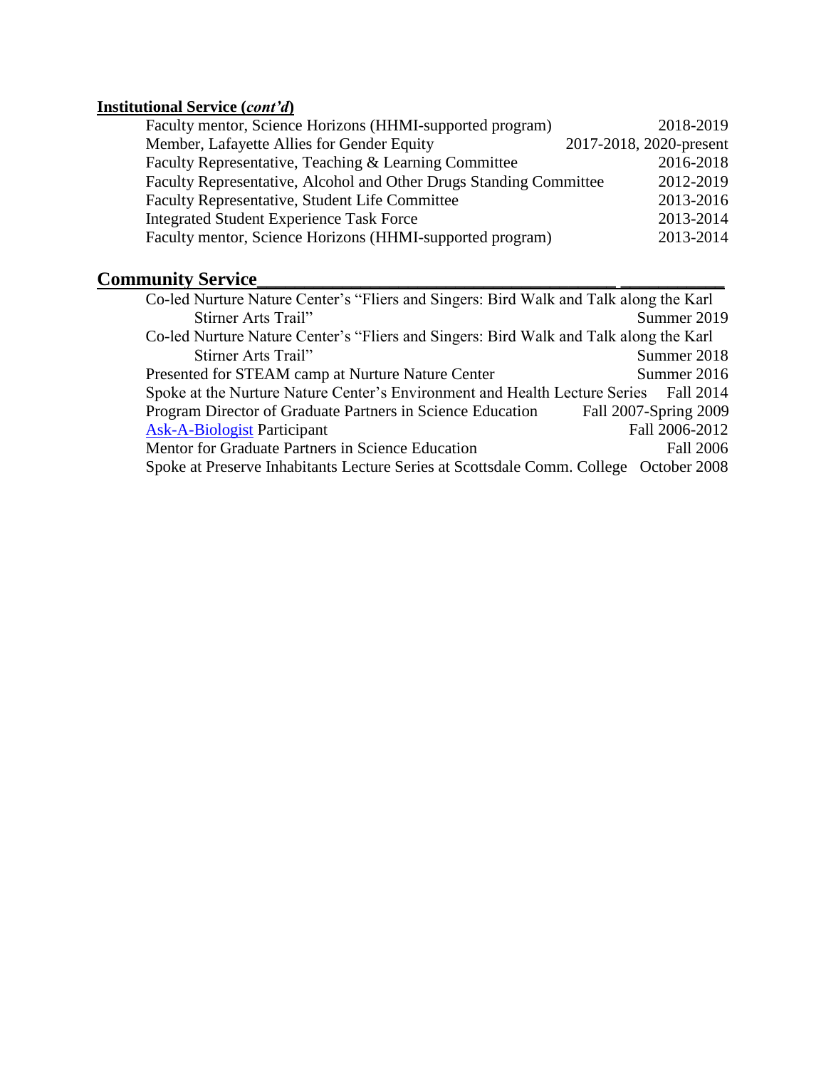**Institutional Service (*cont'd*)**

- Faculty mentor, Science Horizons (HHMI-supported program) 2018-2019
- Member, Lafayette Allies for Gender Equity 2017-2018, 2020-present
- Faculty Representative, Teaching & Learning Committee 2016-2018
- Faculty Representative, Alcohol and Other Drugs Standing Committee 2012-2019
- Faculty Representative, Student Life Committee 2013-2016
- Integrated Student Experience Task Force 2013-2014
- Faculty mentor, Science Horizons (HHMI-supported program) 2013-2014

## Community Service

- Co-led Nurture Nature Center's "Fliers and Singers: Bird Walk and Talk along the Karl Stirner Arts Trail" Summer 2019
- Co-led Nurture Nature Center's "Fliers and Singers: Bird Walk and Talk along the Karl Stirner Arts Trail" Summer 2018
- Presented for STEAM camp at Nurture Nature Center Summer 2016
- Spoke at the Nurture Nature Center's Environment and Health Lecture Series Fall 2014
- Program Director of Graduate Partners in Science Education Fall 2007-Spring 2009
- Ask-A-Biologist Participant Fall 2006-2012
- Mentor for Graduate Partners in Science Education Fall 2006
- Spoke at Preserve Inhabitants Lecture Series at Scottsdale Comm. College October 2008